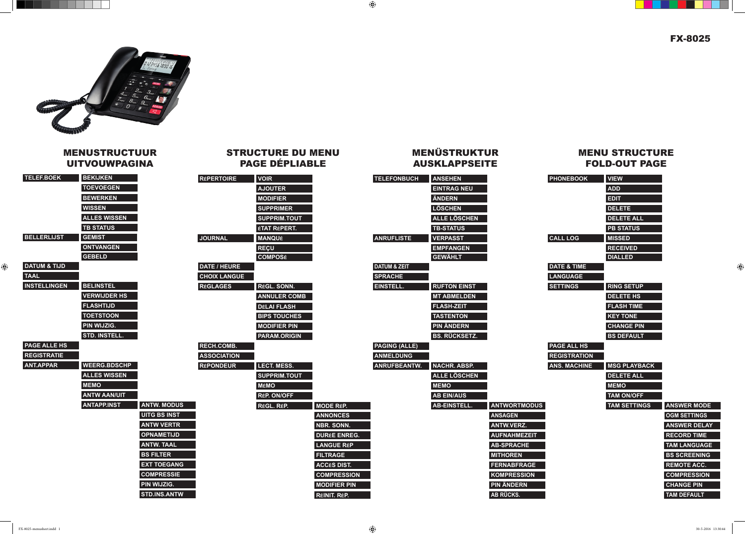FX-8025

## MENUSTRUCTUUR UITVOUWPAGINA

| | | |
|---|---|---|
| TELEF.BOEK | BEKIJKEN | |
| | TOEVOEGEN | |
| | BEWERKEN | |
| | WISSEN | |
| | ALLES WISSEN | |
| | TB STATUS | |
| BELLERLIJST | GEMIST | |
| | ONTVANGEN | |
| | GEBELD | |
| DATUM & TIJD | | |
| TAAL | | |
| INSTELLINGEN | BELINSTEL | |
| | VERWIJDER HS | |
| | FLASHTIJD | |
| | TOETSTOON | |
| | PIN WIJZIG. | |
| | STD. INSTELL. | |
| PAGE ALLE HS | | |
| REGISTRATIE | | |
| ANT.APPAR | WEERG.BDSCHP | |
| | ALLES WISSEN | |
| | MEMO | |
| | ANTW AAN/UIT | |
| | ANTAPP.INST | ANTW. MODUS |
| | | UITG BS INST |
| | | ANTW VERTR |
| | | OPNAMETIJD |
| | | ANTW. TAAL |
| | | BS FILTER |
| | | EXT TOEGANG |
| | | COMPRESSIE |
| | | PIN WIJZIG. |
| | | STD.INS.ANTW |

## STRUCTURE DU MENU PAGE DÉPLIABLE

| | | |
|---|---|---|
| RéPERTOIRE | VOIR | |
| | AJOUTER | |
| | MODIFIER | |
| | SUPPRIMER | |
| | SUPPRIM.TOUT | |
| | éTAT RéPERT. | |
| JOURNAL | MANQUé | |
| | REÇU | |
| | COMPOSé | |
| DATE / HEURE | | |
| CHOIX LANGUE | | |
| RéGLAGES | RéGL. SONN. | |
| | ANNULER COMB | |
| | DéLAI FLASH | |
| | BIPS TOUCHES | |
| | MODIFIER PIN | |
| | PARAM.ORIGIN | |
| RECH.COMB. | | |
| ASSOCIATION | | |
| RéPONDEUR | LECT. MESS. | |
| | SUPPRIM.TOUT | |
| | MéMO | |
| | RéP. ON/OFF | |
| | RéGL. RéP. | MODE RéP. |
| | | ANNONCES |
| | | NBR. SONN. |
| | | DURéE ENREG. |
| | | LANGUE RéP |
| | | FILTRAGE |
| | | ACCèS DIST. |
| | | COMPRESSION |
| | | MODIFIER PIN |
| | | RéINIT. RéP. |

## MENÜSTRUKTUR AUSKLAPPSEITE

| | | |
|---|---|---|
| TELEFONBUCH | ANSEHEN | |
| | EINTRAG NEU | |
| | ÄNDERN | |
| | LÖSCHEN | |
| | ALLE LÖSCHEN | |
| | TB-STATUS | |
| ANRUFLISTE | VERPASST | |
| | EMPFANGEN | |
| | GEWÄHLT | |
| DATUM & ZEIT | | |
| SPRACHE | | |
| EINSTELL. | RUFTON EINST | |
| | MT ABMELDEN | |
| | FLASH-ZEIT | |
| | TASTENTON | |
| | PIN ÄNDERN | |
| | BS. RÜCKSETZ. | |
| PAGING (ALLE) | | |
| ANMELDUNG | | |
| ANRUFBEANTW. | NACHR. ABSP. | |
| | ALLE LÖSCHEN | |
| | MEMO | |
| | AB EIN/AUS | |
| | AB-EINSTELL. | ANTWORTMODUS |
| | | ANSAGEN |
| | | ANTW.VERZ. |
| | | AUFNAHMEZEIT |
| | | AB-SPRACHE |
| | | MITHOREN |
| | | FERNABFRAGE |
| | | KOMPRESSION |
| | | PIN ÄNDERN |
| | | AB RÜCKS. |

## MENU STRUCTURE FOLD-OUT PAGE

| | | |
|---|---|---|
| PHONEBOOK | VIEW | |
| | ADD | |
| | EDIT | |
| | DELETE | |
| | DELETE ALL | |
| | PB STATUS | |
| CALL LOG | MISSED | |
| | RECEIVED | |
| | DIALLED | |
| DATE & TIME | | |
| LANGUAGE | | |
| SETTINGS | RING SETUP | |
| | DELETE HS | |
| | FLASH TIME | |
| | KEY TONE | |
| | CHANGE PIN | |
| | BS DEFAULT | |
| PAGE ALL HS | | |
| REGISTRATION | | |
| ANS. MACHINE | MSG PLAYBACK | |
| | DELETE ALL | |
| | MEMO | |
| | TAM ON/OFF | |
| | TAM SETTINGS | ANSWER MODE |
| | | OGM SETTINGS |
| | | ANSWER DELAY |
| | | RECORD TIME |
| | | TAM LANGUAGE |
| | | BS SCREENING |
| | | REMOTE ACC. |
| | | COMPRESSION |
| | | CHANGE PIN |
| | | TAM DEFAULT |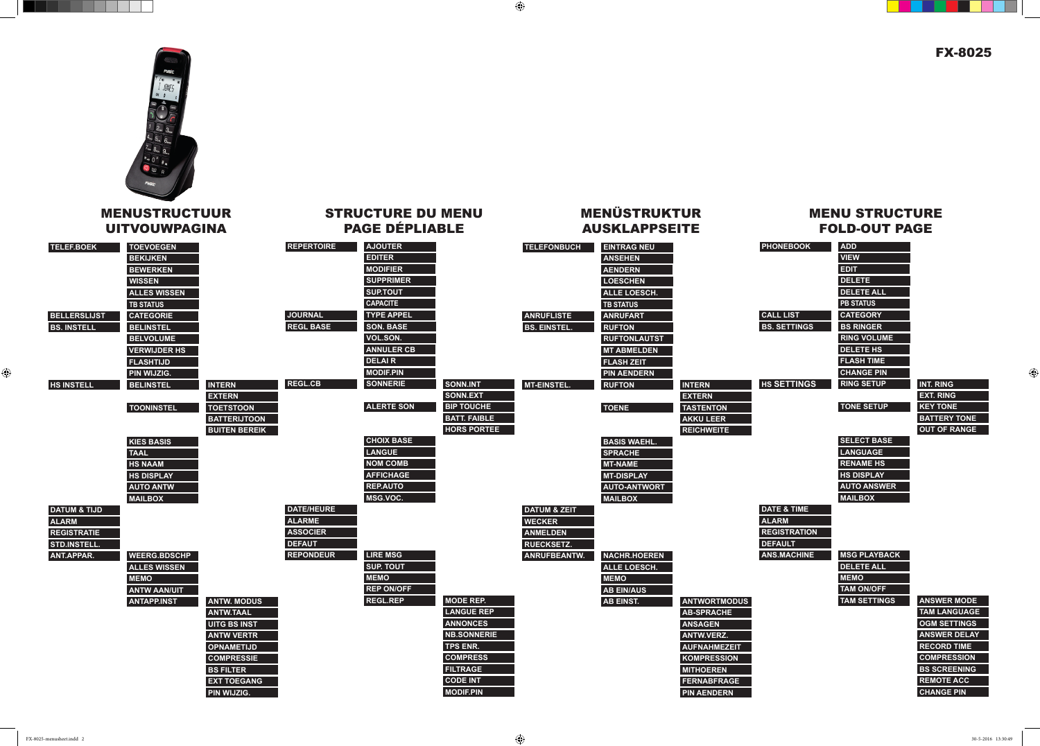FX-8025

## MENUSTRUCTUUR UITVOUWPAGINA

| | | |
|---|---|---|
| TELEF.BOEK | TOEVOEGEN | |
| | BEKIJKEN | |
| | BEWERKEN | |
| | WISSEN | |
| | ALLES WISSEN | |
| | TB STATUS | |
| BELLERSLIJST | CATEGORIE | |
| BS. INSTELL | BELINSTEL | |
| | BELVOLUME | |
| | VERWIJDER HS | |
| | FLASHTIJD | |
| | PIN WIJZIG. | |
| HS INSTELL | BELINSTEL | INTERN |
| | | EXTERN |
| | TOONINSTEL | TOETSTOON |
| | | BATTERIJTOON |
| | | BUITEN BEREIK |
| | KIES BASIS | |
| | TAAL | |
| | HS NAAM | |
| | HS DISPLAY | |
| | AUTO ANTW | |
| | MAILBOX | |
| DATUM & TIJD | | |
| ALARM | | |
| REGISTRATIE | | |
| STD.INSTELL. | | |
| ANT.APPAR. | WEERG.BDSCHP | |
| | ALLES WISSEN | |
| | MEMO | |
| | ANTW AAN/UIT | |
| | ANTAPP.INST | ANTW. MODUS |
| | | ANTW.TAAL |
| | | UITG BS INST |
| | | ANTW VERTR |
| | | OPNAMETIJD |
| | | COMPRESSIE |
| | | BS FILTER |
| | | EXT TOEGANG |
| | | PIN WIJZIG. |

## STRUCTURE DU MENU PAGE DÉPLIABLE

| | | |
|---|---|---|
| REPERTOIRE | AJOUTER | |
| | EDITER | |
| | MODIFIER | |
| | SUPPRIMER | |
| | SUP.TOUT | |
| | CAPACITE | |
| JOURNAL | TYPE APPEL | |
| REGL BASE | SON. BASE | |
| | VOL.SON. | |
| | ANNULER CB | |
| | DELAI R | |
| | MODIF.PIN | |
| REGL.CB | SONNERIE | SONN.INT |
| | | SONN.EXT |
| | ALERTE SON | BIP TOUCHE |
| | | BATT. FAIBLE |
| | | HORS PORTEE |
| | CHOIX BASE | |
| | LANGUE | |
| | NOM COMB | |
| | AFFICHAGE | |
| | REP.AUTO | |
| | MSG.VOC. | |
| DATE/HEURE | | |
| ALARME | | |
| ASSOCIER | | |
| DEFAUT | | |
| REPONDEUR | LIRE MSG | |
| | SUP. TOUT | |
| | MEMO | |
| | REP ON/OFF | |
| | REGL.REP | MODE REP. |
| | | LANGUE REP |
| | | ANNONCES |
| | | NB.SONNERIE |
| | | TPS ENR. |
| | | COMPRESS |
| | | FILTRAGE |
| | | CODE INT |
| | | MODIF.PIN |

## MENÜSTRUKTUR AUSKLAPPSEITE

| | | |
|---|---|---|
| TELEFONBUCH | EINTRAG NEU | |
| | ANSEHEN | |
| | AENDERN | |
| | LOESCHEN | |
| | ALLE LOESCH. | |
| | TB STATUS | |
| ANRUFLISTE | ANRUFART | |
| BS. EINSTEL. | RUFTON | |
| | RUFTONLAUTST | |
| | MT ABMELDEN | |
| | FLASH ZEIT | |
| | PIN AENDERN | |
| MT-EINSTEL. | RUFTON | INTERN |
| | | EXTERN |
| | TOENE | TASTENTON |
| | | AKKU LEER |
| | | REICHWEITE |
| | BASIS WAEHL. | |
| | SPRACHE | |
| | MT-NAME | |
| | MT-DISPLAY | |
| | AUTO-ANTWORT | |
| | MAILBOX | |
| DATUM & ZEIT | | |
| WECKER | | |
| ANMELDEN | | |
| RUECKSETZ. | | |
| ANRUFBEANTW. | NACHR.HOEREN | |
| | ALLE LOESCH. | |
| | MEMO | |
| | AB EIN/AUS | |
| | AB EINST. | ANTWORTMODUS |
| | | AB-SPRACHE |
| | | ANSAGEN |
| | | ANTW.VERZ. |
| | | AUFNAHMEZEIT |
| | | KOMPRESSION |
| | | MITHOEREN |
| | | FERNABFRAGE |
| | | PIN AENDERN |

## MENU STRUCTURE FOLD-OUT PAGE

| | | |
|---|---|---|
| PHONEBOOK | ADD | |
| | VIEW | |
| | EDIT | |
| | DELETE | |
| | DELETE ALL | |
| | PB STATUS | |
| CALL LIST | CATEGORY | |
| BS. SETTINGS | BS RINGER | |
| | RING VOLUME | |
| | DELETE HS | |
| | FLASH TIME | |
| | CHANGE PIN | |
| HS SETTINGS | RING SETUP | INT. RING |
| | | EXT. RING |
| | TONE SETUP | KEY TONE |
| | | BATTERY TONE |
| | | OUT OF RANGE |
| | SELECT BASE | |
| | LANGUAGE | |
| | RENAME HS | |
| | HS DISPLAY | |
| | AUTO ANSWER | |
| | MAILBOX | |
| DATE & TIME | | |
| ALARM | | |
| REGISTRATION | | |
| DEFAULT | | |
| ANS.MACHINE | MSG PLAYBACK | |
| | DELETE ALL | |
| | MEMO | |
| | TAM ON/OFF | |
| | TAM SETTINGS | ANSWER MODE |
| | | TAM LANGUAGE |
| | | OGM SETTINGS |
| | | ANSWER DELAY |
| | | RECORD TIME |
| | | COMPRESSION |
| | | BS SCREENING |
| | | REMOTE ACC |
| | | CHANGE PIN |